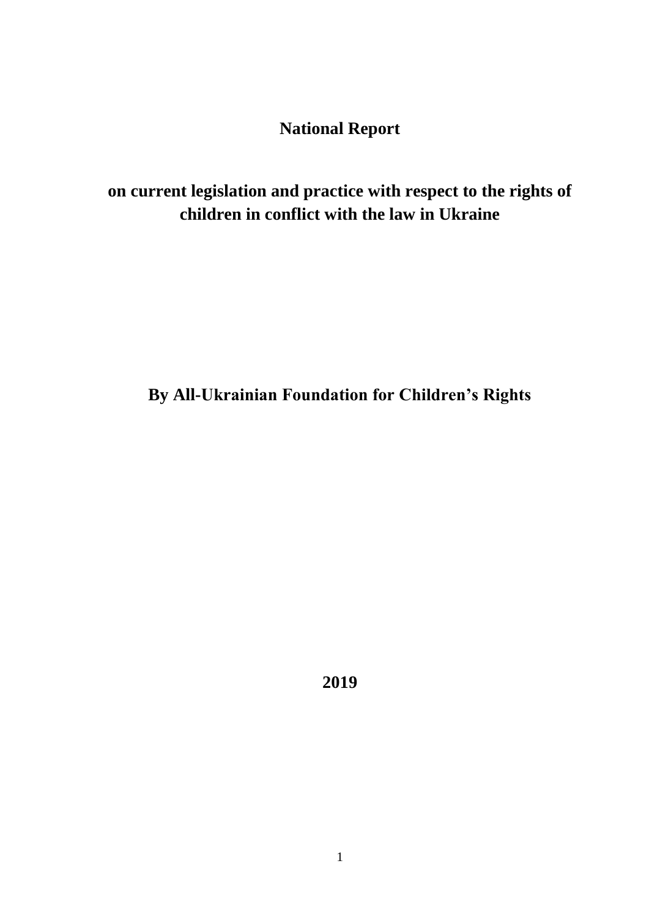# National Report

## on current legislation and practice with respect to the rights of children in conflict with the law in Ukraine

**By All-Ukrainian Foundation for Children's Rights**

**2019**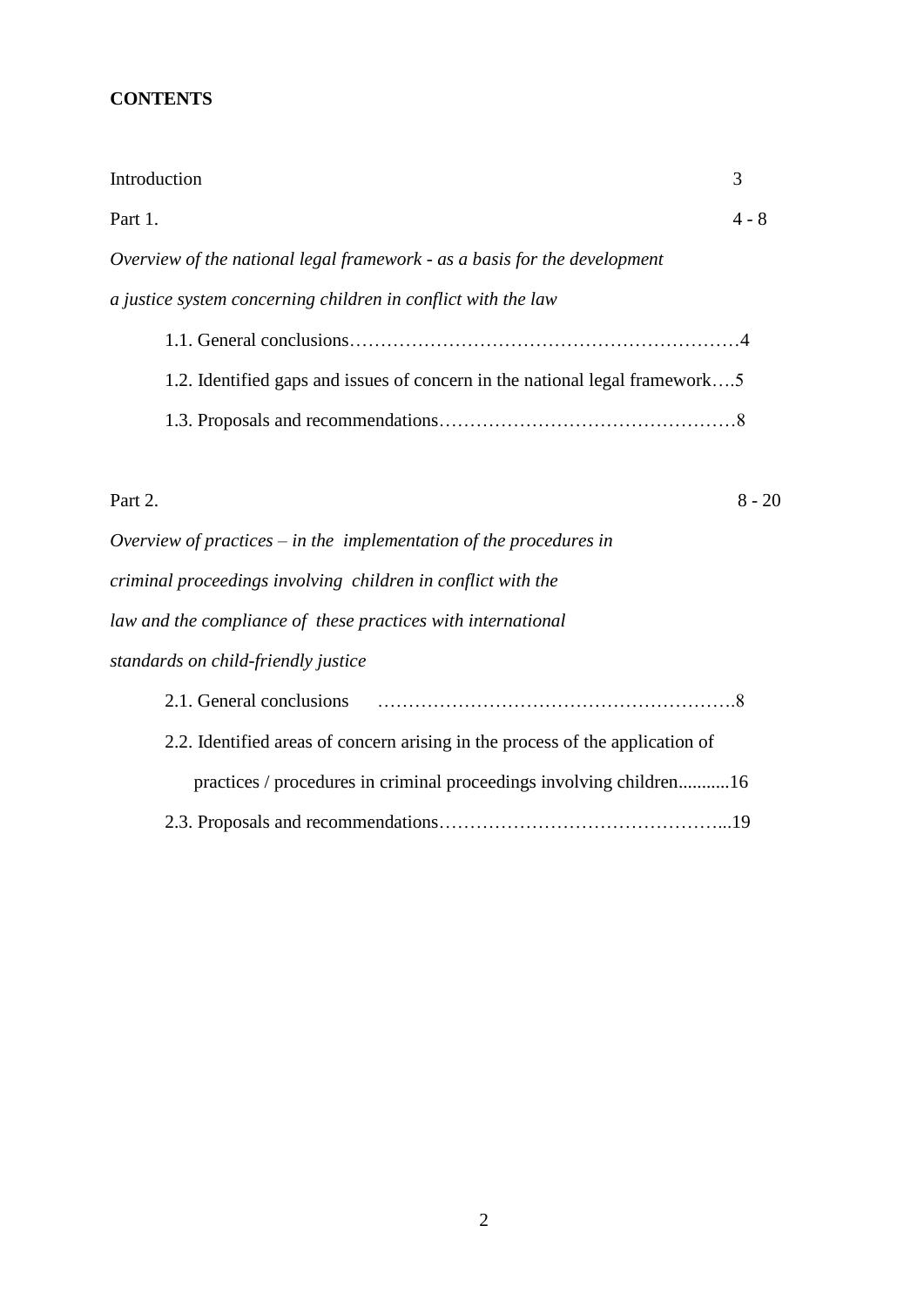**CONTENTS**

Introduction 3

Part 1. 4 - 8

*Overview of the national legal framework - as a basis for the development a justice system concerning children in conflict with the law*

1.1. General conclusions……………………………………………………4

1.2. Identified gaps and issues of concern in the national legal framework….5

1.3. Proposals and recommendations…………………………………………8

Part 2. 8 - 20

*Overview of practices – in the implementation of the procedures in criminal proceedings involving children in conflict with the law and the compliance of these practices with international standards on child-friendly justice*

2.1. General conclusions ……………………………………………….8

2.2. Identified areas of concern arising in the process of the application of practices / procedures in criminal proceedings involving children...........16

2.3. Proposals and recommendations………………………………………...19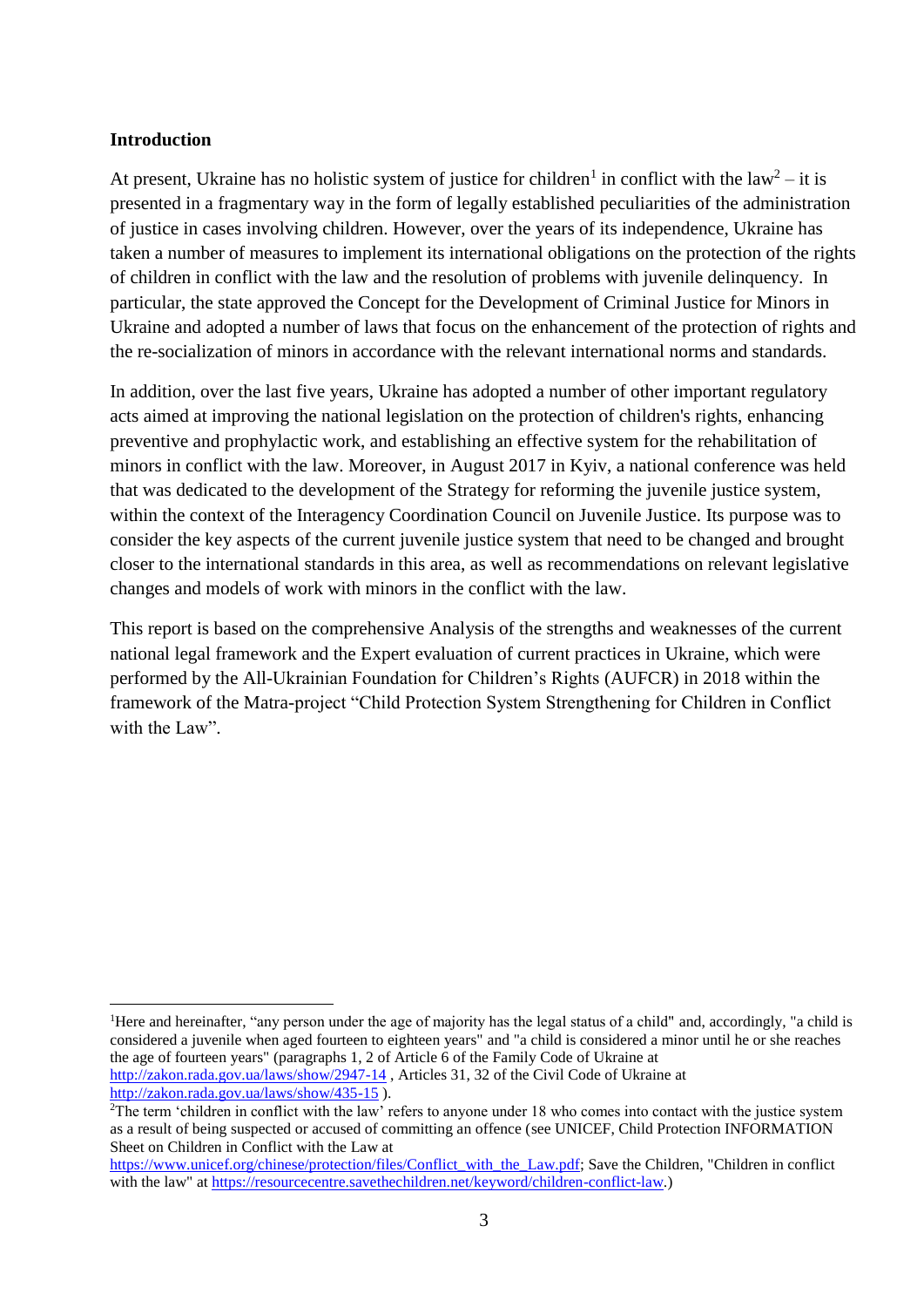**Introduction**

At present, Ukraine has no holistic system of justice for children[1] in conflict with the law[2] – it is presented in a fragmentary way in the form of legally established peculiarities of the administration of justice in cases involving children. However, over the years of its independence, Ukraine has taken a number of measures to implement its international obligations on the protection of the rights of children in conflict with the law and the resolution of problems with juvenile delinquency. In particular, the state approved the Concept for the Development of Criminal Justice for Minors in Ukraine and adopted a number of laws that focus on the enhancement of the protection of rights and the re-socialization of minors in accordance with the relevant international norms and standards.

In addition, over the last five years, Ukraine has adopted a number of other important regulatory acts aimed at improving the national legislation on the protection of children's rights, enhancing preventive and prophylactic work, and establishing an effective system for the rehabilitation of minors in conflict with the law. Moreover, in August 2017 in Kyiv, a national conference was held that was dedicated to the development of the Strategy for reforming the juvenile justice system, within the context of the Interagency Coordination Council on Juvenile Justice. Its purpose was to consider the key aspects of the current juvenile justice system that need to be changed and brought closer to the international standards in this area, as well as recommendations on relevant legislative changes and models of work with minors in the conflict with the law.

This report is based on the comprehensive Analysis of the strengths and weaknesses of the current national legal framework and the Expert evaluation of current practices in Ukraine, which were performed by the All-Ukrainian Foundation for Children's Rights (AUFCR) in 2018 within the framework of the Matra-project "Child Protection System Strengthening for Children in Conflict with the Law".

---

[1] Here and hereinafter, "any person under the age of majority has the legal status of a child" and, accordingly, "a child is considered a juvenile when aged fourteen to eighteen years" and "a child is considered a minor until he or she reaches the age of fourteen years" (paragraphs 1, 2 of Article 6 of the Family Code of Ukraine at http://zakon.rada.gov.ua/laws/show/2947-14 , Articles 31, 32 of the Civil Code of Ukraine at http://zakon.rada.gov.ua/laws/show/435-15 ).

[2] The term 'children in conflict with the law' refers to anyone under 18 who comes into contact with the justice system as a result of being suspected or accused of committing an offence (see UNICEF, Child Protection INFORMATION Sheet on Children in Conflict with the Law at https://www.unicef.org/chinese/protection/files/Conflict_with_the_Law.pdf; Save the Children, "Children in conflict with the law" at https://resourcecentre.savethechildren.net/keyword/children-conflict-law.)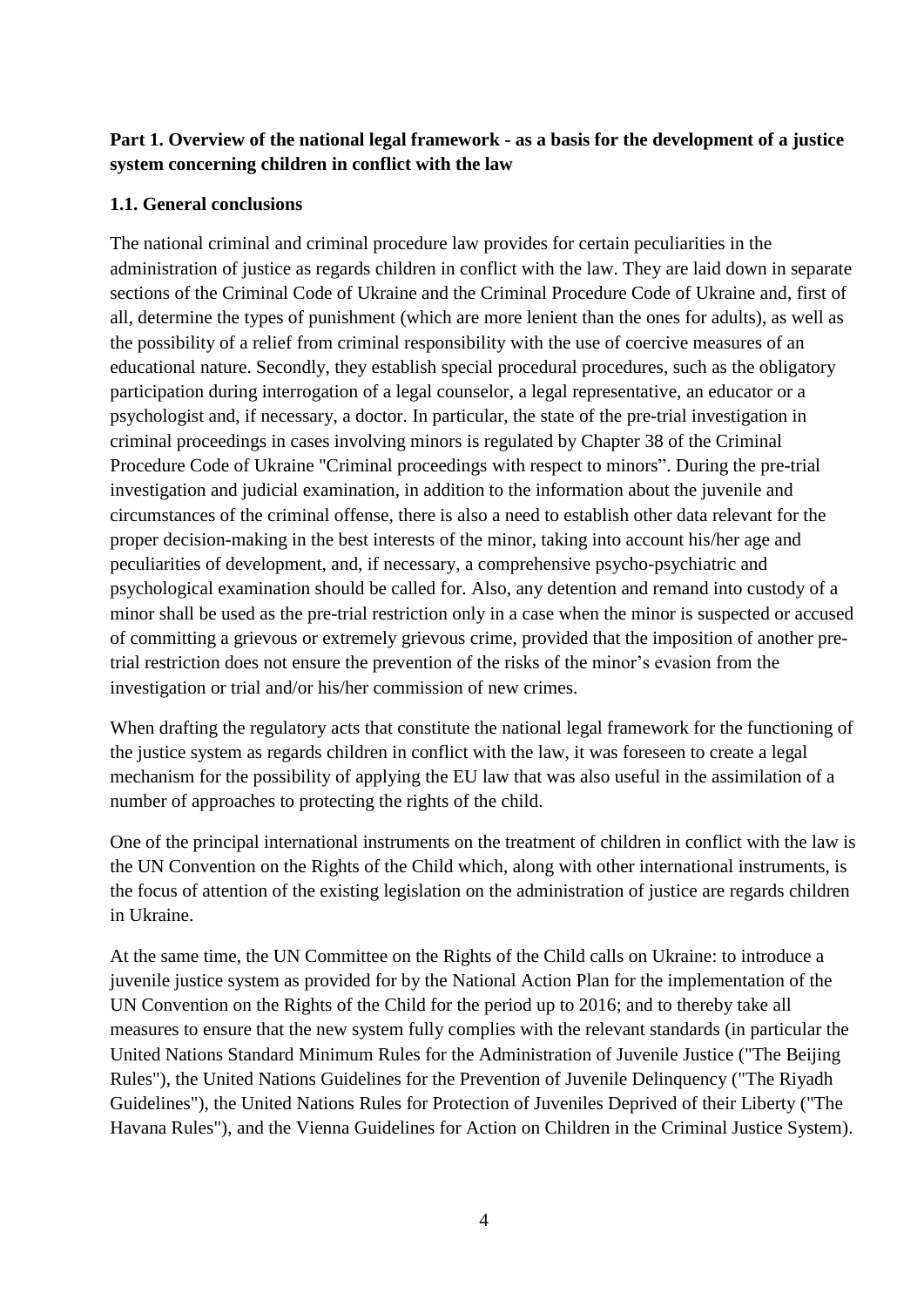## Part 1. Overview of the national legal framework - as a basis for the development of a justice system concerning children in conflict with the law

### 1.1. General conclusions

The national criminal and criminal procedure law provides for certain peculiarities in the administration of justice as regards children in conflict with the law. They are laid down in separate sections of the Criminal Code of Ukraine and the Criminal Procedure Code of Ukraine and, first of all, determine the types of punishment (which are more lenient than the ones for adults), as well as the possibility of a relief from criminal responsibility with the use of coercive measures of an educational nature. Secondly, they establish special procedural procedures, such as the obligatory participation during interrogation of a legal counselor, a legal representative, an educator or a psychologist and, if necessary, a doctor. In particular, the state of the pre-trial investigation in criminal proceedings in cases involving minors is regulated by Chapter 38 of the Criminal Procedure Code of Ukraine "Criminal proceedings with respect to minors". During the pre-trial investigation and judicial examination, in addition to the information about the juvenile and circumstances of the criminal offense, there is also a need to establish other data relevant for the proper decision-making in the best interests of the minor, taking into account his/her age and peculiarities of development, and, if necessary, a comprehensive psycho-psychiatric and psychological examination should be called for. Also, any detention and remand into custody of a minor shall be used as the pre-trial restriction only in a case when the minor is suspected or accused of committing a grievous or extremely grievous crime, provided that the imposition of another pre-trial restriction does not ensure the prevention of the risks of the minor's evasion from the investigation or trial and/or his/her commission of new crimes.

When drafting the regulatory acts that constitute the national legal framework for the functioning of the justice system as regards children in conflict with the law, it was foreseen to create a legal mechanism for the possibility of applying the EU law that was also useful in the assimilation of a number of approaches to protecting the rights of the child.

One of the principal international instruments on the treatment of children in conflict with the law is the UN Convention on the Rights of the Child which, along with other international instruments, is the focus of attention of the existing legislation on the administration of justice are regards children in Ukraine.

At the same time, the UN Committee on the Rights of the Child calls on Ukraine: to introduce a juvenile justice system as provided for by the National Action Plan for the implementation of the UN Convention on the Rights of the Child for the period up to 2016; and to thereby take all measures to ensure that the new system fully complies with the relevant standards (in particular the United Nations Standard Minimum Rules for the Administration of Juvenile Justice ("The Beijing Rules"), the United Nations Guidelines for the Prevention of Juvenile Delinquency ("The Riyadh Guidelines"), the United Nations Rules for Protection of Juveniles Deprived of their Liberty ("The Havana Rules"), and the Vienna Guidelines for Action on Children in the Criminal Justice System).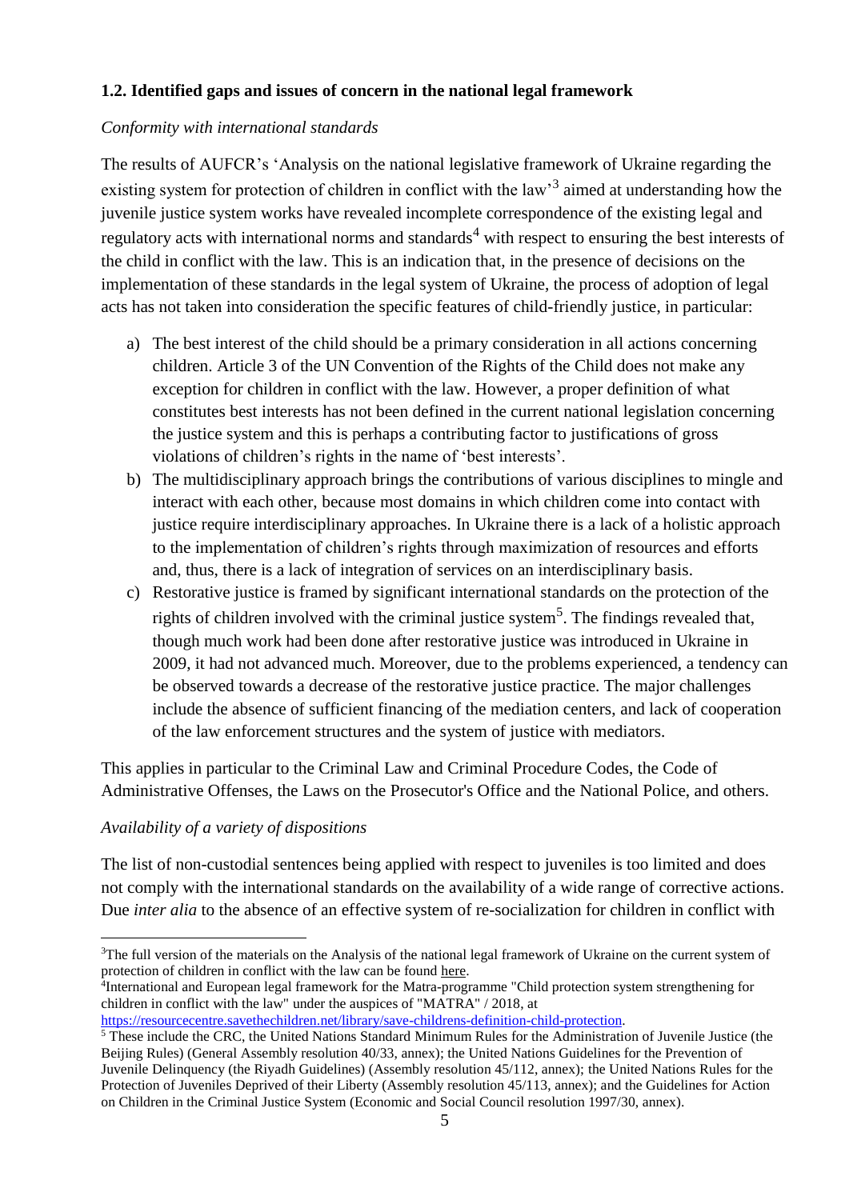### 1.2. Identified gaps and issues of concern in the national legal framework

*Conformity with international standards*

The results of AUFCR's 'Analysis on the national legislative framework of Ukraine regarding the existing system for protection of children in conflict with the law'[3] aimed at understanding how the juvenile justice system works have revealed incomplete correspondence of the existing legal and regulatory acts with international norms and standards[4] with respect to ensuring the best interests of the child in conflict with the law. This is an indication that, in the presence of decisions on the implementation of these standards in the legal system of Ukraine, the process of adoption of legal acts has not taken into consideration the specific features of child-friendly justice, in particular:

a) The best interest of the child should be a primary consideration in all actions concerning children. Article 3 of the UN Convention of the Rights of the Child does not make any exception for children in conflict with the law. However, a proper definition of what constitutes best interests has not been defined in the current national legislation concerning the justice system and this is perhaps a contributing factor to justifications of gross violations of children's rights in the name of 'best interests'.
b) The multidisciplinary approach brings the contributions of various disciplines to mingle and interact with each other, because most domains in which children come into contact with justice require interdisciplinary approaches. In Ukraine there is a lack of a holistic approach to the implementation of children's rights through maximization of resources and efforts and, thus, there is a lack of integration of services on an interdisciplinary basis.
c) Restorative justice is framed by significant international standards on the protection of the rights of children involved with the criminal justice system[5]. The findings revealed that, though much work had been done after restorative justice was introduced in Ukraine in 2009, it had not advanced much. Moreover, due to the problems experienced, a tendency can be observed towards a decrease of the restorative justice practice. The major challenges include the absence of sufficient financing of the mediation centers, and lack of cooperation of the law enforcement structures and the system of justice with mediators.

This applies in particular to the Criminal Law and Criminal Procedure Codes, the Code of Administrative Offenses, the Laws on the Prosecutor's Office and the National Police, and others.

*Availability of a variety of dispositions*

The list of non-custodial sentences being applied with respect to juveniles is too limited and does not comply with the international standards on the availability of a wide range of corrective actions. Due *inter alia* to the absence of an effective system of re-socialization for children in conflict with

---

[3] The full version of the materials on the Analysis of the national legal framework of Ukraine on the current system of protection of children in conflict with the law can be found here.

[4] International and European legal framework for the Matra-programme "Child protection system strengthening for children in conflict with the law" under the auspices of "MATRA" / 2018, at https://resourcecentre.savethechildren.net/library/save-childrens-definition-child-protection.

[5] These include the CRC, the United Nations Standard Minimum Rules for the Administration of Juvenile Justice (the Beijing Rules) (General Assembly resolution 40/33, annex); the United Nations Guidelines for the Prevention of Juvenile Delinquency (the Riyadh Guidelines) (Assembly resolution 45/112, annex); the United Nations Rules for the Protection of Juveniles Deprived of their Liberty (Assembly resolution 45/113, annex); and the Guidelines for Action on Children in the Criminal Justice System (Economic and Social Council resolution 1997/30, annex).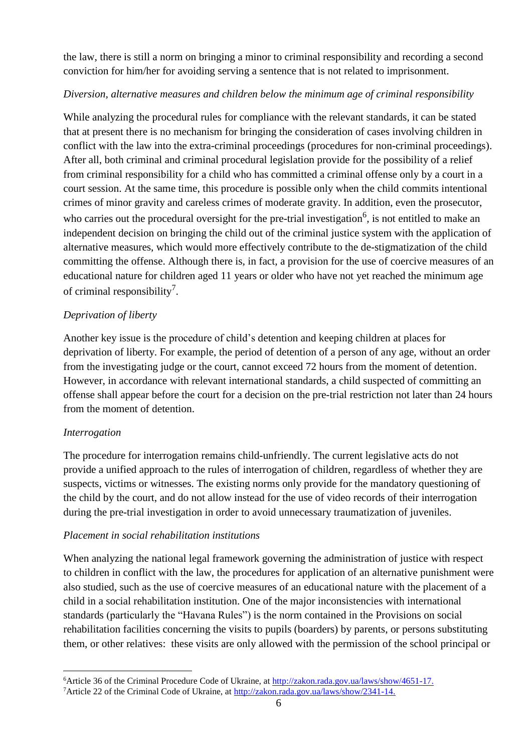the law, there is still a norm on bringing a minor to criminal responsibility and recording a second conviction for him/her for avoiding serving a sentence that is not related to imprisonment.

*Diversion, alternative measures and children below the minimum age of criminal responsibility*

While analyzing the procedural rules for compliance with the relevant standards, it can be stated that at present there is no mechanism for bringing the consideration of cases involving children in conflict with the law into the extra-criminal proceedings (procedures for non-criminal proceedings). After all, both criminal and criminal procedural legislation provide for the possibility of a relief from criminal responsibility for a child who has committed a criminal offense only by a court in a court session. At the same time, this procedure is possible only when the child commits intentional crimes of minor gravity and careless crimes of moderate gravity. In addition, even the prosecutor, who carries out the procedural oversight for the pre-trial investigation[6], is not entitled to make an independent decision on bringing the child out of the criminal justice system with the application of alternative measures, which would more effectively contribute to the de-stigmatization of the child committing the offense. Although there is, in fact, a provision for the use of coercive measures of an educational nature for children aged 11 years or older who have not yet reached the minimum age of criminal responsibility[7].

*Deprivation of liberty*

Another key issue is the procedure of child's detention and keeping children at places for deprivation of liberty. For example, the period of detention of a person of any age, without an order from the investigating judge or the court, cannot exceed 72 hours from the moment of detention. However, in accordance with relevant international standards, a child suspected of committing an offense shall appear before the court for a decision on the pre-trial restriction not later than 24 hours from the moment of detention.

*Interrogation*

The procedure for interrogation remains child-unfriendly. The current legislative acts do not provide a unified approach to the rules of interrogation of children, regardless of whether they are suspects, victims or witnesses. The existing norms only provide for the mandatory questioning of the child by the court, and do not allow instead for the use of video records of their interrogation during the pre-trial investigation in order to avoid unnecessary traumatization of juveniles.

*Placement in social rehabilitation institutions*

When analyzing the national legal framework governing the administration of justice with respect to children in conflict with the law, the procedures for application of an alternative punishment were also studied, such as the use of coercive measures of an educational nature with the placement of a child in a social rehabilitation institution. One of the major inconsistencies with international standards (particularly the "Havana Rules") is the norm contained in the Provisions on social rehabilitation facilities concerning the visits to pupils (boarders) by parents, or persons substituting them, or other relatives: these visits are only allowed with the permission of the school principal or

---

[6] Article 36 of the Criminal Procedure Code of Ukraine, at http://zakon.rada.gov.ua/laws/show/4651-17.

[7] Article 22 of the Criminal Code of Ukraine, at http://zakon.rada.gov.ua/laws/show/2341-14.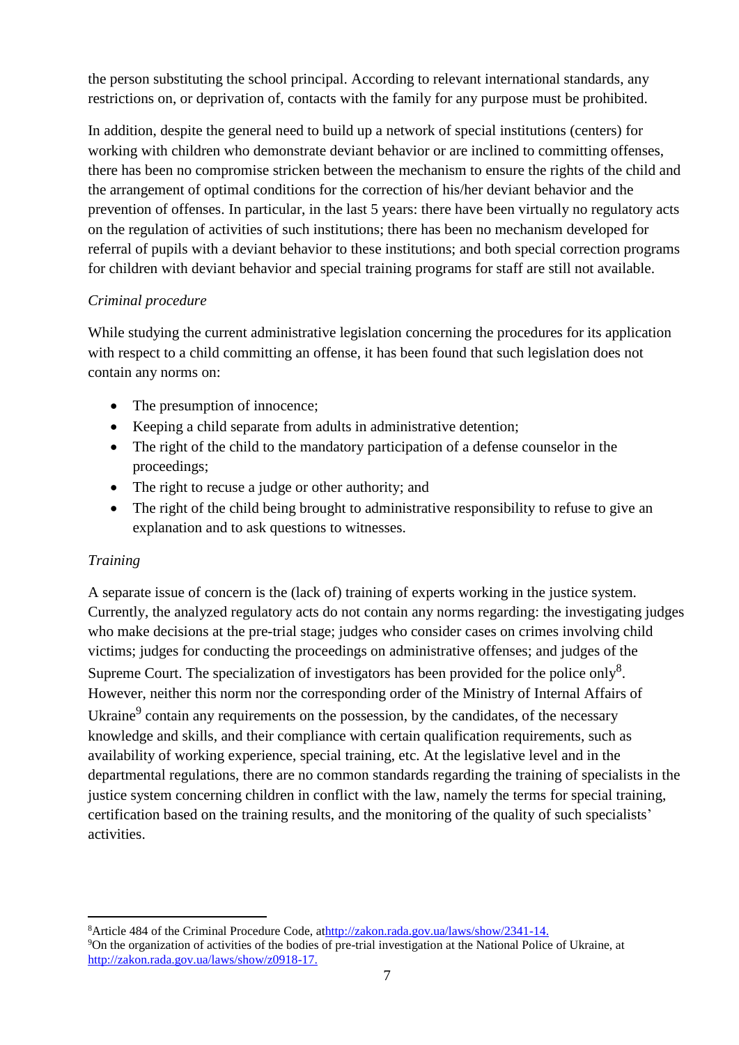the person substituting the school principal. According to relevant international standards, any restrictions on, or deprivation of, contacts with the family for any purpose must be prohibited.

In addition, despite the general need to build up a network of special institutions (centers) for working with children who demonstrate deviant behavior or are inclined to committing offenses, there has been no compromise stricken between the mechanism to ensure the rights of the child and the arrangement of optimal conditions for the correction of his/her deviant behavior and the prevention of offenses. In particular, in the last 5 years: there have been virtually no regulatory acts on the regulation of activities of such institutions; there has been no mechanism developed for referral of pupils with a deviant behavior to these institutions; and both special correction programs for children with deviant behavior and special training programs for staff are still not available.

*Criminal procedure*

While studying the current administrative legislation concerning the procedures for its application with respect to a child committing an offense, it has been found that such legislation does not contain any norms on:

- The presumption of innocence;
- Keeping a child separate from adults in administrative detention;
- The right of the child to the mandatory participation of a defense counselor in the proceedings;
- The right to recuse a judge or other authority; and
- The right of the child being brought to administrative responsibility to refuse to give an explanation and to ask questions to witnesses.

*Training*

A separate issue of concern is the (lack of) training of experts working in the justice system. Currently, the analyzed regulatory acts do not contain any norms regarding: the investigating judges who make decisions at the pre-trial stage; judges who consider cases on crimes involving child victims; judges for conducting the proceedings on administrative offenses; and judges of the Supreme Court. The specialization of investigators has been provided for the police only[8]. However, neither this norm nor the corresponding order of the Ministry of Internal Affairs of Ukraine[9] contain any requirements on the possession, by the candidates, of the necessary knowledge and skills, and their compliance with certain qualification requirements, such as availability of working experience, special training, etc. At the legislative level and in the departmental regulations, there are no common standards regarding the training of specialists in the justice system concerning children in conflict with the law, namely the terms for special training, certification based on the training results, and the monitoring of the quality of such specialists' activities.

---

[8] Article 484 of the Criminal Procedure Code, at http://zakon.rada.gov.ua/laws/show/2341-14.

[9] On the organization of activities of the bodies of pre-trial investigation at the National Police of Ukraine, at http://zakon.rada.gov.ua/laws/show/z0918-17.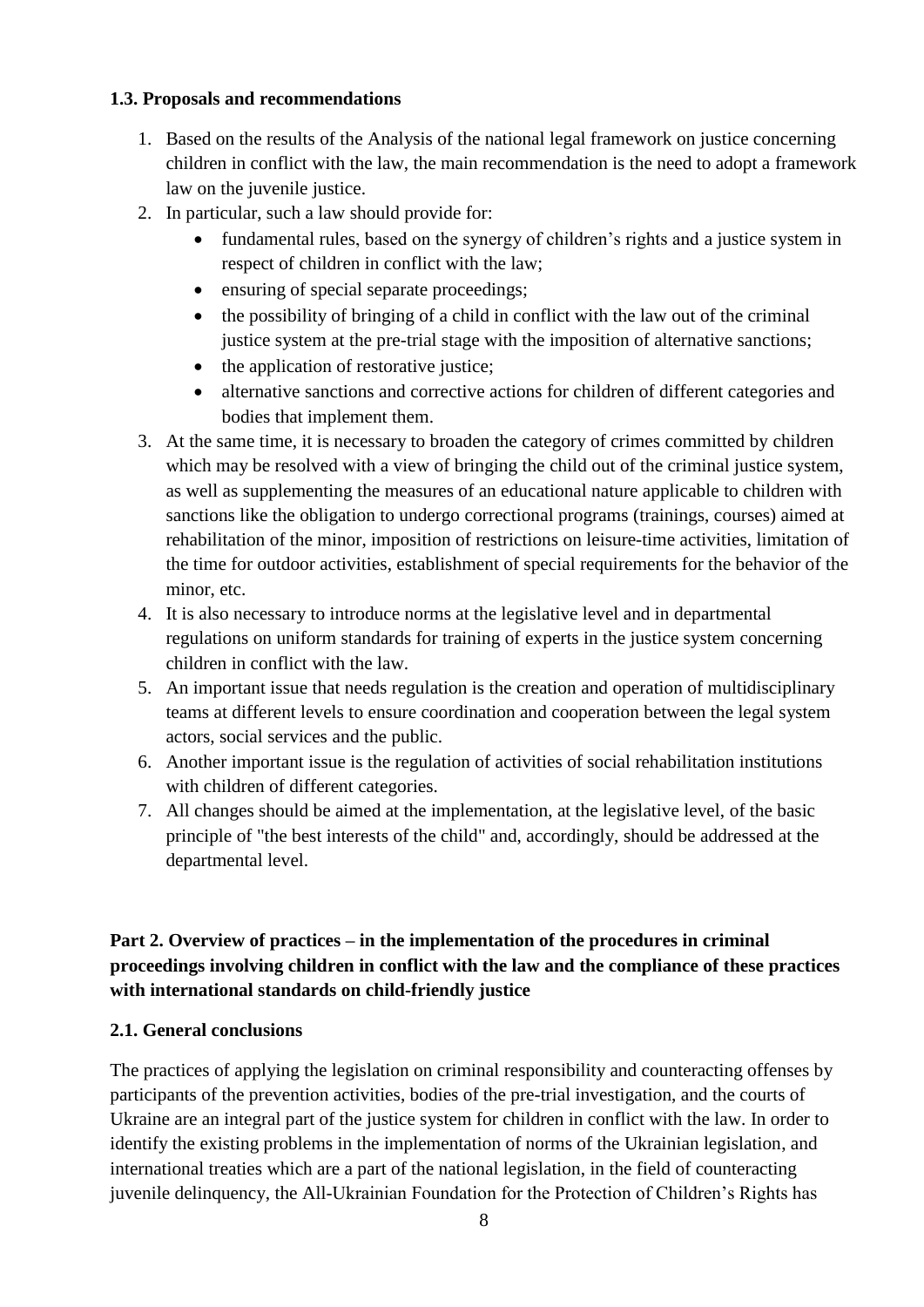### 1.3. Proposals and recommendations

1. Based on the results of the Analysis of the national legal framework on justice concerning children in conflict with the law, the main recommendation is the need to adopt a framework law on the juvenile justice.
2. In particular, such a law should provide for:
   - fundamental rules, based on the synergy of children's rights and a justice system in respect of children in conflict with the law;
   - ensuring of special separate proceedings;
   - the possibility of bringing of a child in conflict with the law out of the criminal justice system at the pre-trial stage with the imposition of alternative sanctions;
   - the application of restorative justice;
   - alternative sanctions and corrective actions for children of different categories and bodies that implement them.
3. At the same time, it is necessary to broaden the category of crimes committed by children which may be resolved with a view of bringing the child out of the criminal justice system, as well as supplementing the measures of an educational nature applicable to children with sanctions like the obligation to undergo correctional programs (trainings, courses) aimed at rehabilitation of the minor, imposition of restrictions on leisure-time activities, limitation of the time for outdoor activities, establishment of special requirements for the behavior of the minor, etc.
4. It is also necessary to introduce norms at the legislative level and in departmental regulations on uniform standards for training of experts in the justice system concerning children in conflict with the law.
5. An important issue that needs regulation is the creation and operation of multidisciplinary teams at different levels to ensure coordination and cooperation between the legal system actors, social services and the public.
6. Another important issue is the regulation of activities of social rehabilitation institutions with children of different categories.
7. All changes should be aimed at the implementation, at the legislative level, of the basic principle of "the best interests of the child" and, accordingly, should be addressed at the departmental level.

## Part 2. Overview of practices – in the implementation of the procedures in criminal proceedings involving children in conflict with the law and the compliance of these practices with international standards on child-friendly justice

### 2.1. General conclusions

The practices of applying the legislation on criminal responsibility and counteracting offenses by participants of the prevention activities, bodies of the pre-trial investigation, and the courts of Ukraine are an integral part of the justice system for children in conflict with the law. In order to identify the existing problems in the implementation of norms of the Ukrainian legislation, and international treaties which are a part of the national legislation, in the field of counteracting juvenile delinquency, the All-Ukrainian Foundation for the Protection of Children's Rights has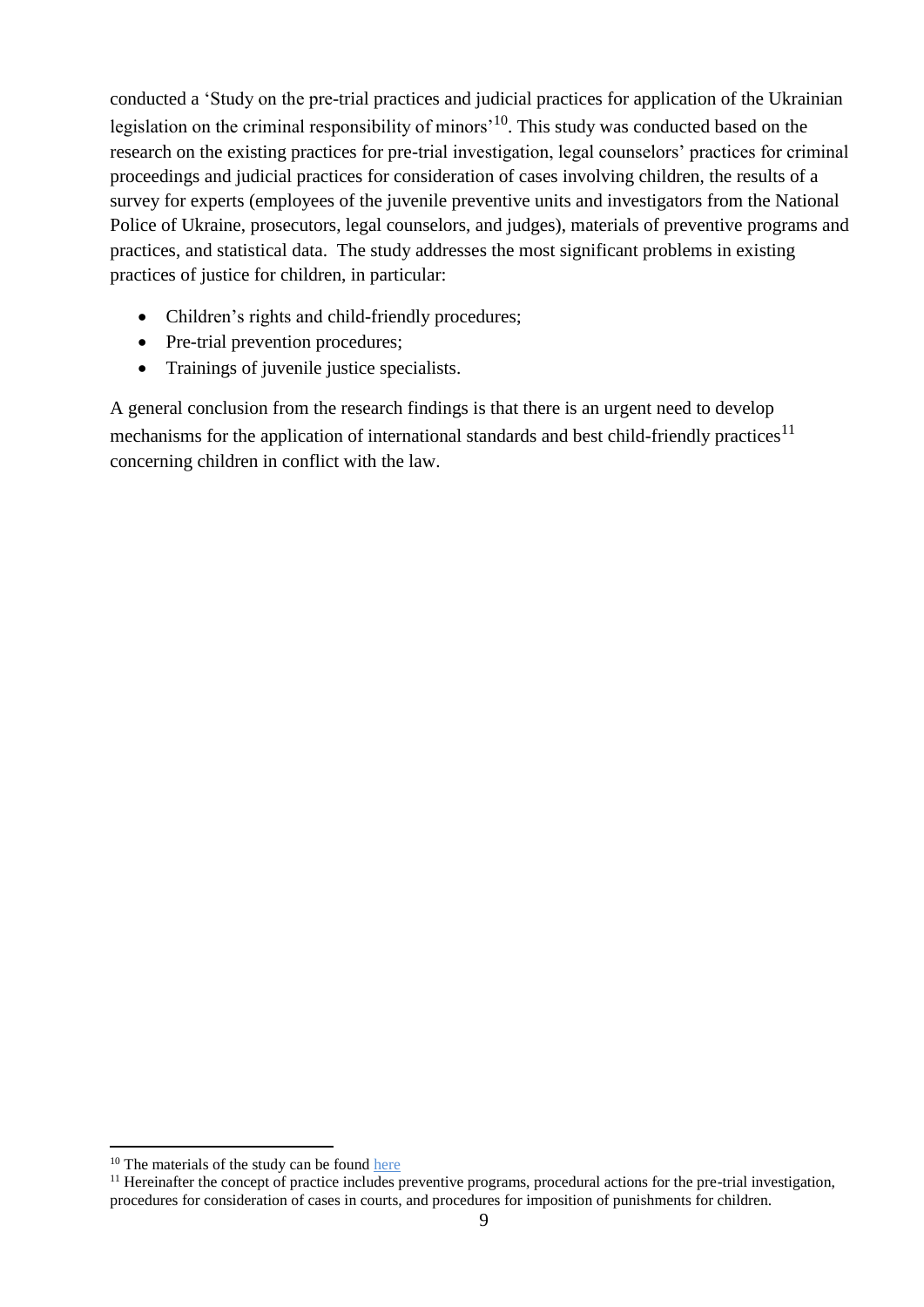conducted a 'Study on the pre-trial practices and judicial practices for application of the Ukrainian legislation on the criminal responsibility of minors'[10]. This study was conducted based on the research on the existing practices for pre-trial investigation, legal counselors' practices for criminal proceedings and judicial practices for consideration of cases involving children, the results of a survey for experts (employees of the juvenile preventive units and investigators from the National Police of Ukraine, prosecutors, legal counselors, and judges), materials of preventive programs and practices, and statistical data. The study addresses the most significant problems in existing practices of justice for children, in particular:

- Children's rights and child-friendly procedures;
- Pre-trial prevention procedures;
- Trainings of juvenile justice specialists.

A general conclusion from the research findings is that there is an urgent need to develop mechanisms for the application of international standards and best child-friendly practices[11] concerning children in conflict with the law.

---

[10] The materials of the study can be found here

[11] Hereinafter the concept of practice includes preventive programs, procedural actions for the pre-trial investigation, procedures for consideration of cases in courts, and procedures for imposition of punishments for children.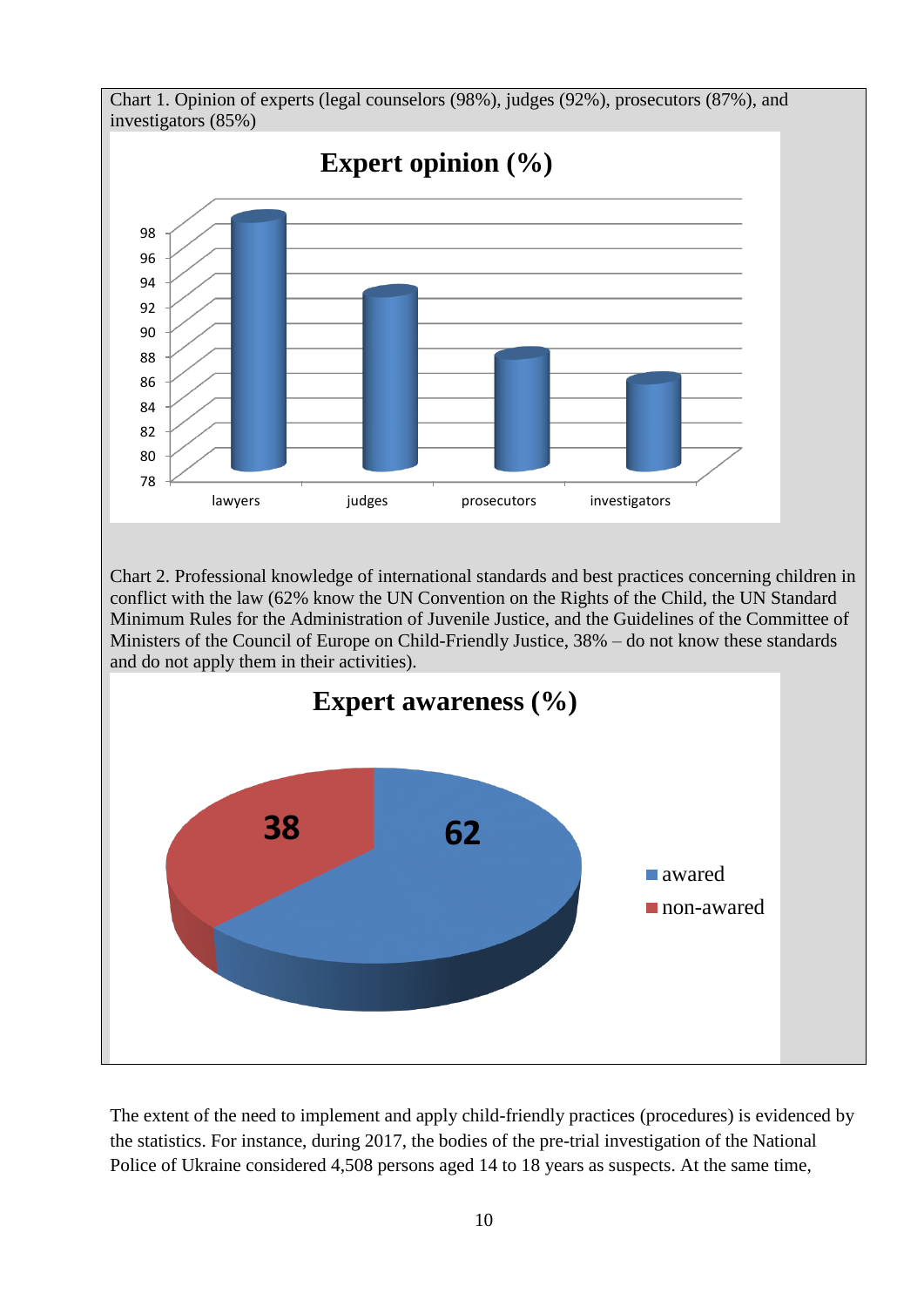Chart 1. Opinion of experts (legal counselors (98%), judges (92%), prosecutors (87%), and investigators (85%)

**Expert opinion (%)**

| | Expert opinion (%) |
|---|---|
| lawyers | 98 |
| judges | 92 |
| prosecutors | 87 |
| investigators | 85 |

Chart 2. Professional knowledge of international standards and best practices concerning children in conflict with the law (62% know the UN Convention on the Rights of the Child, the UN Standard Minimum Rules for the Administration of Juvenile Justice, and the Guidelines of the Committee of Ministers of the Council of Europe on Child-Friendly Justice, 38% – do not know these standards and do not apply them in their activities).

**Expert awareness (%)**

| | Expert awareness (%) |
|---|---|
| awared | 62 |
| non-awared | 38 |

The extent of the need to implement and apply child-friendly practices (procedures) is evidenced by the statistics. For instance, during 2017, the bodies of the pre-trial investigation of the National Police of Ukraine considered 4,508 persons aged 14 to 18 years as suspects. At the same time,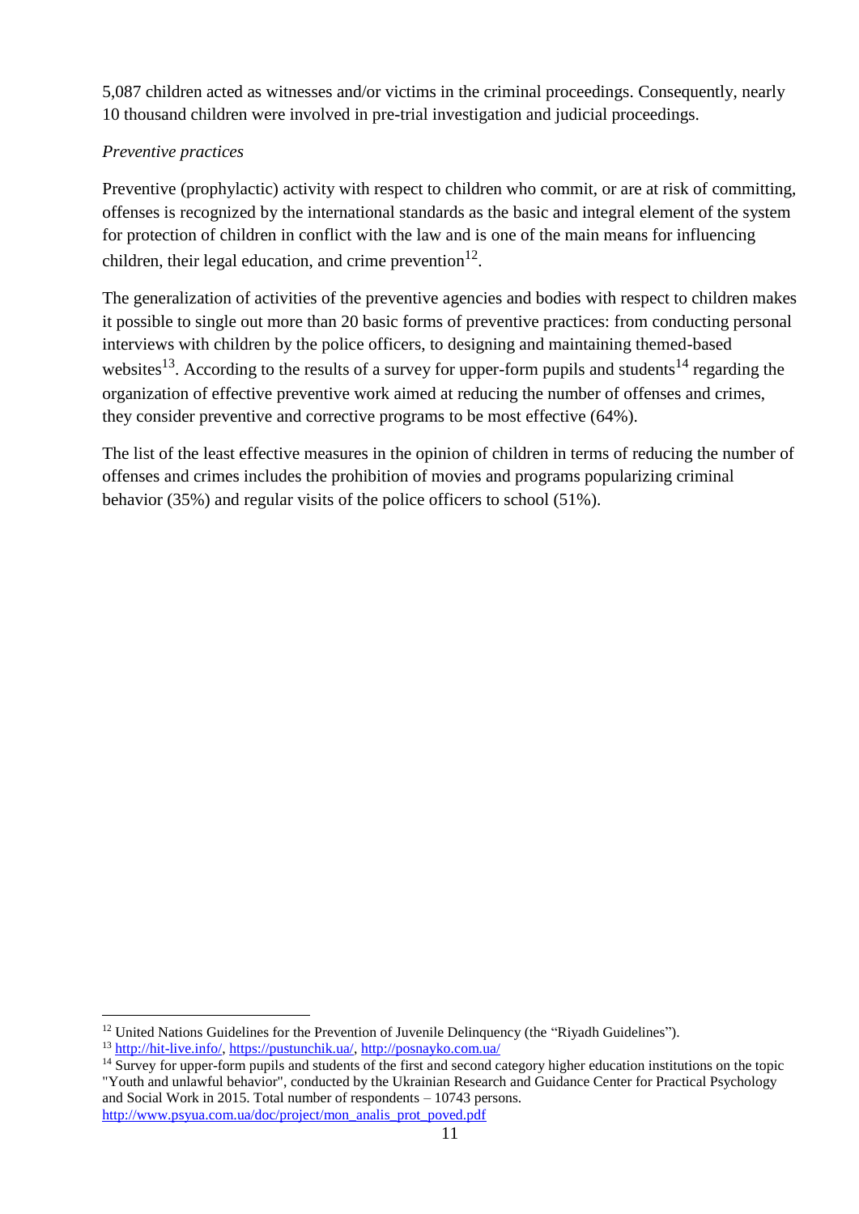5,087 children acted as witnesses and/or victims in the criminal proceedings. Consequently, nearly 10 thousand children were involved in pre-trial investigation and judicial proceedings.

*Preventive practices*

Preventive (prophylactic) activity with respect to children who commit, or are at risk of committing, offenses is recognized by the international standards as the basic and integral element of the system for protection of children in conflict with the law and is one of the main means for influencing children, their legal education, and crime prevention[12].

The generalization of activities of the preventive agencies and bodies with respect to children makes it possible to single out more than 20 basic forms of preventive practices: from conducting personal interviews with children by the police officers, to designing and maintaining themed-based websites[13]. According to the results of a survey for upper-form pupils and students[14] regarding the organization of effective preventive work aimed at reducing the number of offenses and crimes, they consider preventive and corrective programs to be most effective (64%).

The list of the least effective measures in the opinion of children in terms of reducing the number of offenses and crimes includes the prohibition of movies and programs popularizing criminal behavior (35%) and regular visits of the police officers to school (51%).

---

[12] United Nations Guidelines for the Prevention of Juvenile Delinquency (the "Riyadh Guidelines").

[13] http://hit-live.info/, https://pustunchik.ua/, http://posnayko.com.ua/

[14] Survey for upper-form pupils and students of the first and second category higher education institutions on the topic "Youth and unlawful behavior", conducted by the Ukrainian Research and Guidance Center for Practical Psychology and Social Work in 2015. Total number of respondents – 10743 persons. http://www.psyua.com.ua/doc/project/mon_analis_prot_poved.pdf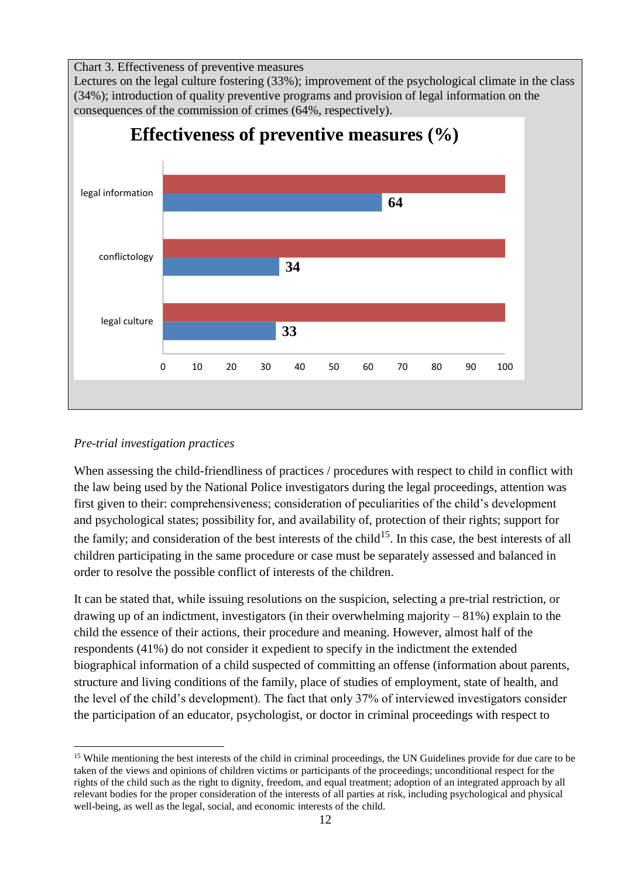Chart 3. Effectiveness of preventive measures

Lectures on the legal culture fostering (33%); improvement of the psychological climate in the class (34%); introduction of quality preventive programs and provision of legal information on the consequences of the commission of crimes (64%, respectively).

**Effectiveness of preventive measures (%)**

| Measure | % |
|---|---|
| legal information | 64 |
| conflictology | 34 |
| legal culture | 33 |

*Pre-trial investigation practices*

When assessing the child-friendliness of practices / procedures with respect to child in conflict with the law being used by the National Police investigators during the legal proceedings, attention was first given to their: comprehensiveness; consideration of peculiarities of the child's development and psychological states; possibility for, and availability of, protection of their rights; support for the family; and consideration of the best interests of the child[15]. In this case, the best interests of all children participating in the same procedure or case must be separately assessed and balanced in order to resolve the possible conflict of interests of the children.

It can be stated that, while issuing resolutions on the suspicion, selecting a pre-trial restriction, or drawing up of an indictment, investigators (in their overwhelming majority – 81%) explain to the child the essence of their actions, their procedure and meaning. However, almost half of the respondents (41%) do not consider it expedient to specify in the indictment the extended biographical information of a child suspected of committing an offense (information about parents, structure and living conditions of the family, place of studies of employment, state of health, and the level of the child's development). The fact that only 37% of interviewed investigators consider the participation of an educator, psychologist, or doctor in criminal proceedings with respect to

[15] While mentioning the best interests of the child in criminal proceedings, the UN Guidelines provide for due care to be taken of the views and opinions of children victims or participants of the proceedings; unconditional respect for the rights of the child such as the right to dignity, freedom, and equal treatment; adoption of an integrated approach by all relevant bodies for the proper consideration of the interests of all parties at risk, including psychological and physical well-being, as well as the legal, social, and economic interests of the child.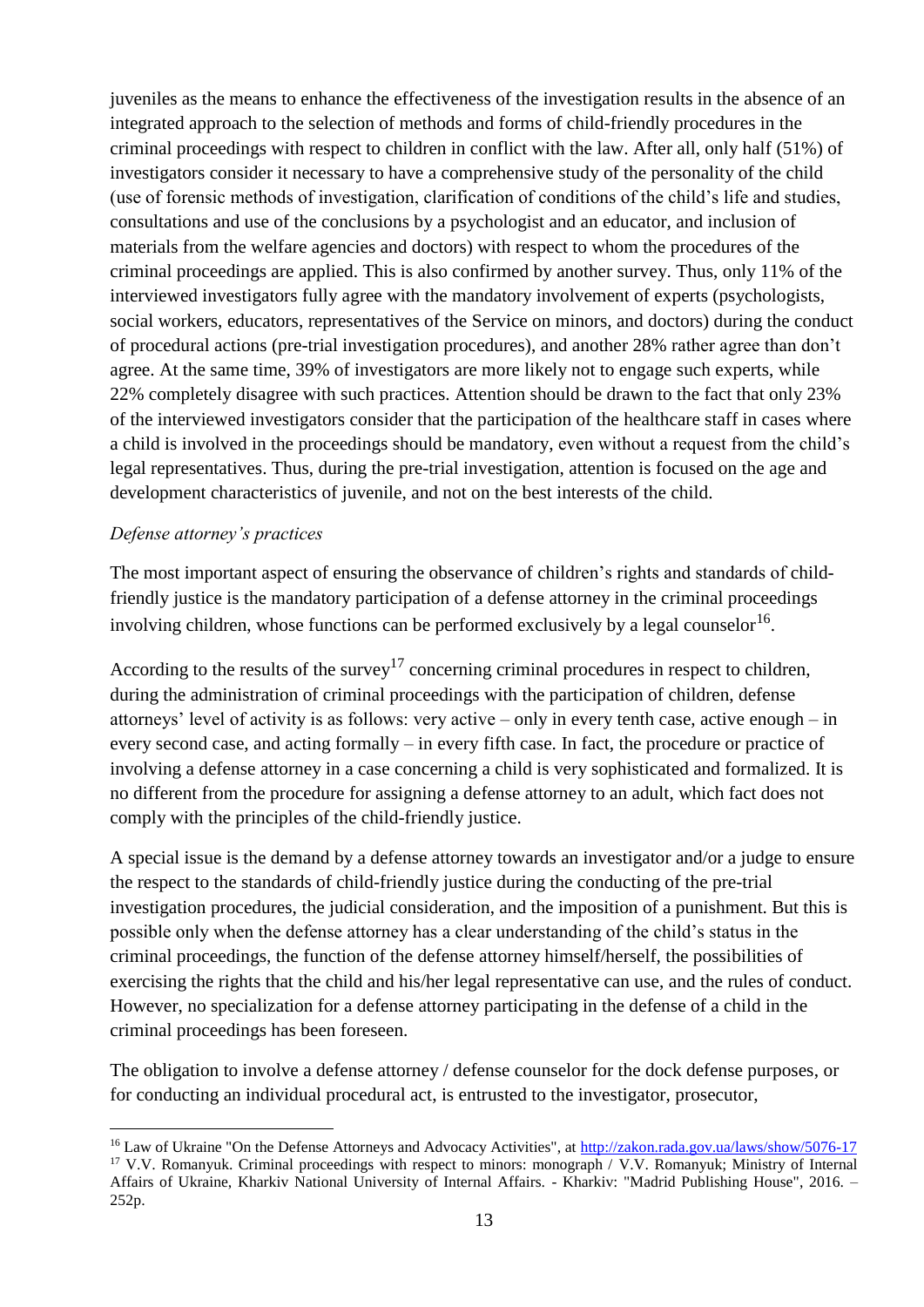juveniles as the means to enhance the effectiveness of the investigation results in the absence of an integrated approach to the selection of methods and forms of child-friendly procedures in the criminal proceedings with respect to children in conflict with the law. After all, only half (51%) of investigators consider it necessary to have a comprehensive study of the personality of the child (use of forensic methods of investigation, clarification of conditions of the child's life and studies, consultations and use of the conclusions by a psychologist and an educator, and inclusion of materials from the welfare agencies and doctors) with respect to whom the procedures of the criminal proceedings are applied. This is also confirmed by another survey. Thus, only 11% of the interviewed investigators fully agree with the mandatory involvement of experts (psychologists, social workers, educators, representatives of the Service on minors, and doctors) during the conduct of procedural actions (pre-trial investigation procedures), and another 28% rather agree than don't agree. At the same time, 39% of investigators are more likely not to engage such experts, while 22% completely disagree with such practices. Attention should be drawn to the fact that only 23% of the interviewed investigators consider that the participation of the healthcare staff in cases where a child is involved in the proceedings should be mandatory, even without a request from the child's legal representatives. Thus, during the pre-trial investigation, attention is focused on the age and development characteristics of juvenile, and not on the best interests of the child.

*Defense attorney's practices*

The most important aspect of ensuring the observance of children's rights and standards of child-friendly justice is the mandatory participation of a defense attorney in the criminal proceedings involving children, whose functions can be performed exclusively by a legal counselor[16].

According to the results of the survey[17] concerning criminal procedures in respect to children, during the administration of criminal proceedings with the participation of children, defense attorneys' level of activity is as follows: very active – only in every tenth case, active enough – in every second case, and acting formally – in every fifth case. In fact, the procedure or practice of involving a defense attorney in a case concerning a child is very sophisticated and formalized. It is no different from the procedure for assigning a defense attorney to an adult, which fact does not comply with the principles of the child-friendly justice.

A special issue is the demand by a defense attorney towards an investigator and/or a judge to ensure the respect to the standards of child-friendly justice during the conducting of the pre-trial investigation procedures, the judicial consideration, and the imposition of a punishment. But this is possible only when the defense attorney has a clear understanding of the child's status in the criminal proceedings, the function of the defense attorney himself/herself, the possibilities of exercising the rights that the child and his/her legal representative can use, and the rules of conduct. However, no specialization for a defense attorney participating in the defense of a child in the criminal proceedings has been foreseen.

The obligation to involve a defense attorney / defense counselor for the dock defense purposes, or for conducting an individual procedural act, is entrusted to the investigator, prosecutor,

---

[16] Law of Ukraine "On the Defense Attorneys and Advocacy Activities", at http://zakon.rada.gov.ua/laws/show/5076-17

[17] V.V. Romanyuk. Criminal proceedings with respect to minors: monograph / V.V. Romanyuk; Ministry of Internal Affairs of Ukraine, Kharkiv National University of Internal Affairs. - Kharkiv: "Madrid Publishing House", 2016. – 252p.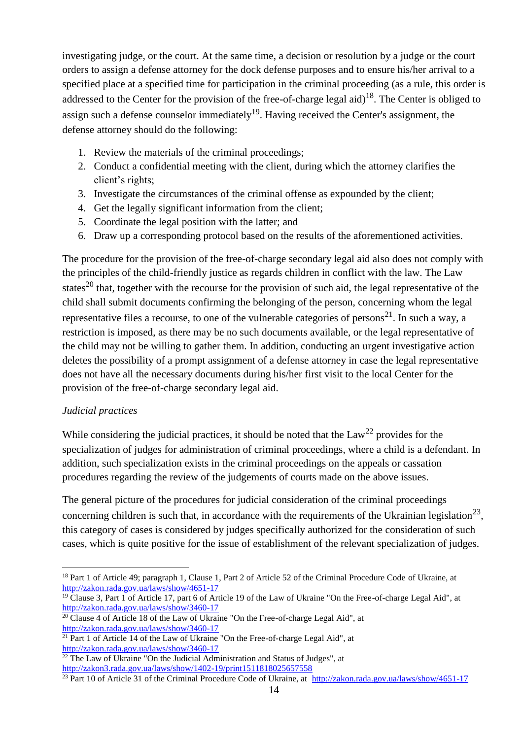investigating judge, or the court. At the same time, a decision or resolution by a judge or the court orders to assign a defense attorney for the dock defense purposes and to ensure his/her arrival to a specified place at a specified time for participation in the criminal proceeding (as a rule, this order is addressed to the Center for the provision of the free-of-charge legal aid)[18]. The Center is obliged to assign such a defense counselor immediately[19]. Having received the Center's assignment, the defense attorney should do the following:

1. Review the materials of the criminal proceedings;
2. Conduct a confidential meeting with the client, during which the attorney clarifies the client's rights;
3. Investigate the circumstances of the criminal offense as expounded by the client;
4. Get the legally significant information from the client;
5. Coordinate the legal position with the latter; and
6. Draw up a corresponding protocol based on the results of the aforementioned activities.

The procedure for the provision of the free-of-charge secondary legal aid also does not comply with the principles of the child-friendly justice as regards children in conflict with the law. The Law states[20] that, together with the recourse for the provision of such aid, the legal representative of the child shall submit documents confirming the belonging of the person, concerning whom the legal representative files a recourse, to one of the vulnerable categories of persons[21]. In such a way, a restriction is imposed, as there may be no such documents available, or the legal representative of the child may not be willing to gather them. In addition, conducting an urgent investigative action deletes the possibility of a prompt assignment of a defense attorney in case the legal representative does not have all the necessary documents during his/her first visit to the local Center for the provision of the free-of-charge secondary legal aid.

*Judicial practices*

While considering the judicial practices, it should be noted that the Law[22] provides for the specialization of judges for administration of criminal proceedings, where a child is a defendant. In addition, such specialization exists in the criminal proceedings on the appeals or cassation procedures regarding the review of the judgements of courts made on the above issues.

The general picture of the procedures for judicial consideration of the criminal proceedings concerning children is such that, in accordance with the requirements of the Ukrainian legislation[23], this category of cases is considered by judges specifically authorized for the consideration of such cases, which is quite positive for the issue of establishment of the relevant specialization of judges.

---

[18] Part 1 of Article 49; paragraph 1, Clause 1, Part 2 of Article 52 of the Criminal Procedure Code of Ukraine, at http://zakon.rada.gov.ua/laws/show/4651-17

[19] Clause 3, Part 1 of Article 17, part 6 of Article 19 of the Law of Ukraine "On the Free-of-charge Legal Aid", at http://zakon.rada.gov.ua/laws/show/3460-17

[20] Clause 4 of Article 18 of the Law of Ukraine "On the Free-of-charge Legal Aid", at http://zakon.rada.gov.ua/laws/show/3460-17

[21] Part 1 of Article 14 of the Law of Ukraine "On the Free-of-charge Legal Aid", at http://zakon.rada.gov.ua/laws/show/3460-17

[22] The Law of Ukraine "On the Judicial Administration and Status of Judges", at http://zakon3.rada.gov.ua/laws/show/1402-19/print1511818025657558

[23] Part 10 of Article 31 of the Criminal Procedure Code of Ukraine, at http://zakon.rada.gov.ua/laws/show/4651-17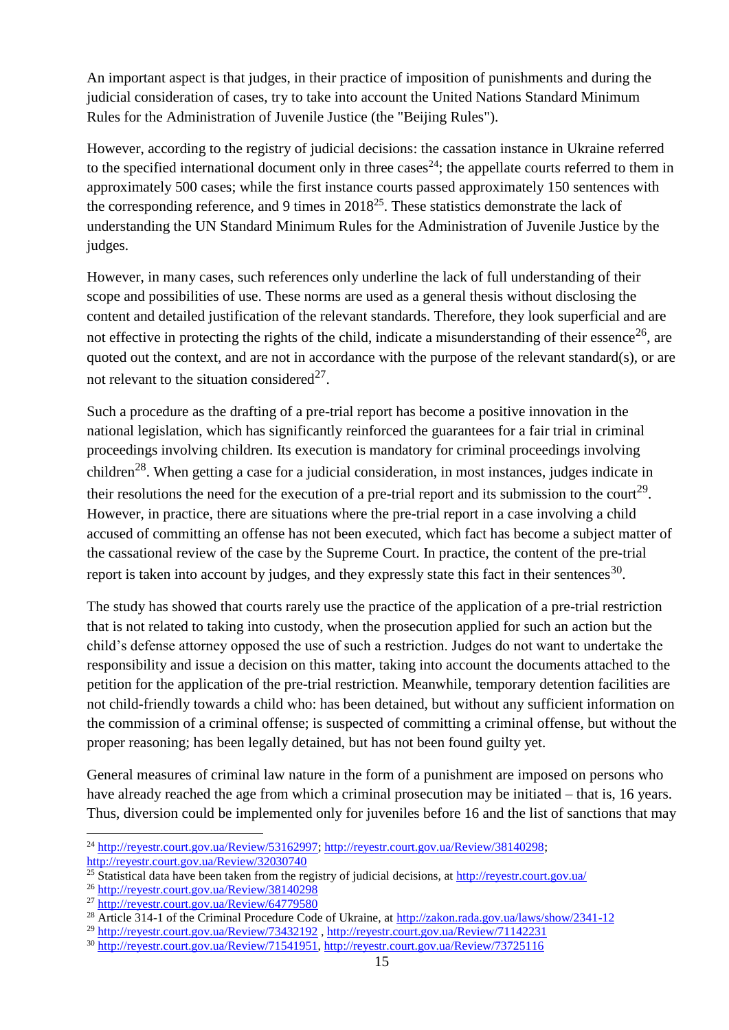An important aspect is that judges, in their practice of imposition of punishments and during the judicial consideration of cases, try to take into account the United Nations Standard Minimum Rules for the Administration of Juvenile Justice (the "Beijing Rules").

However, according to the registry of judicial decisions: the cassation instance in Ukraine referred to the specified international document only in three cases[24]; the appellate courts referred to them in approximately 500 cases; while the first instance courts passed approximately 150 sentences with the corresponding reference, and 9 times in 2018[25]. These statistics demonstrate the lack of understanding the UN Standard Minimum Rules for the Administration of Juvenile Justice by the judges.

However, in many cases, such references only underline the lack of full understanding of their scope and possibilities of use. These norms are used as a general thesis without disclosing the content and detailed justification of the relevant standards. Therefore, they look superficial and are not effective in protecting the rights of the child, indicate a misunderstanding of their essence[26], are quoted out the context, and are not in accordance with the purpose of the relevant standard(s), or are not relevant to the situation considered[27].

Such a procedure as the drafting of a pre-trial report has become a positive innovation in the national legislation, which has significantly reinforced the guarantees for a fair trial in criminal proceedings involving children. Its execution is mandatory for criminal proceedings involving children[28]. When getting a case for a judicial consideration, in most instances, judges indicate in their resolutions the need for the execution of a pre-trial report and its submission to the court[29]. However, in practice, there are situations where the pre-trial report in a case involving a child accused of committing an offense has not been executed, which fact has become a subject matter of the cassational review of the case by the Supreme Court. In practice, the content of the pre-trial report is taken into account by judges, and they expressly state this fact in their sentences[30].

The study has showed that courts rarely use the practice of the application of a pre-trial restriction that is not related to taking into custody, when the prosecution applied for such an action but the child's defense attorney opposed the use of such a restriction. Judges do not want to undertake the responsibility and issue a decision on this matter, taking into account the documents attached to the petition for the application of the pre-trial restriction. Meanwhile, temporary detention facilities are not child-friendly towards a child who: has been detained, but without any sufficient information on the commission of a criminal offense; is suspected of committing a criminal offense, but without the proper reasoning; has been legally detained, but has not been found guilty yet.

General measures of criminal law nature in the form of a punishment are imposed on persons who have already reached the age from which a criminal prosecution may be initiated – that is, 16 years. Thus, diversion could be implemented only for juveniles before 16 and the list of sanctions that may

---

[24] http://reyestr.court.gov.ua/Review/53162997; http://reyestr.court.gov.ua/Review/38140298; http://reyestr.court.gov.ua/Review/32030740

[25] Statistical data have been taken from the registry of judicial decisions, at http://reyestr.court.gov.ua/

[26] http://reyestr.court.gov.ua/Review/38140298

[27] http://reyestr.court.gov.ua/Review/64779580

[28] Article 314-1 of the Criminal Procedure Code of Ukraine, at http://zakon.rada.gov.ua/laws/show/2341-12

[29] http://reyestr.court.gov.ua/Review/73432192 , http://reyestr.court.gov.ua/Review/71142231

[30] http://reyestr.court.gov.ua/Review/71541951, http://reyestr.court.gov.ua/Review/73725116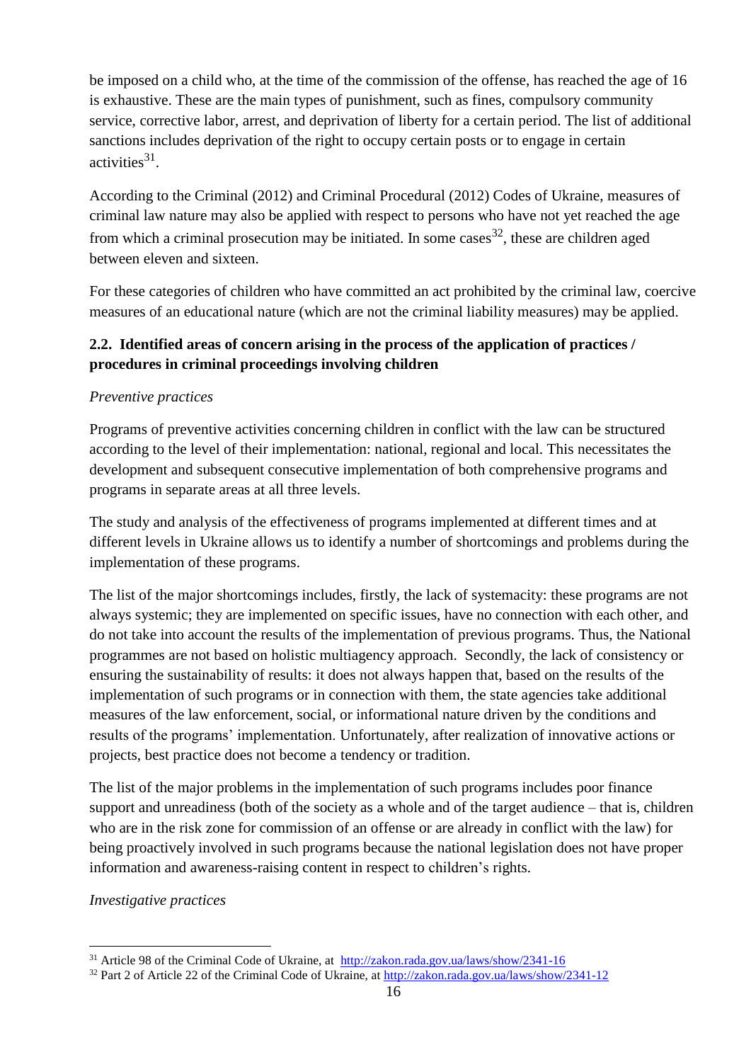be imposed on a child who, at the time of the commission of the offense, has reached the age of 16 is exhaustive. These are the main types of punishment, such as fines, compulsory community service, corrective labor, arrest, and deprivation of liberty for a certain period. The list of additional sanctions includes deprivation of the right to occupy certain posts or to engage in certain activities[31].

According to the Criminal (2012) and Criminal Procedural (2012) Codes of Ukraine, measures of criminal law nature may also be applied with respect to persons who have not yet reached the age from which a criminal prosecution may be initiated. In some cases[32], these are children aged between eleven and sixteen.

For these categories of children who have committed an act prohibited by the criminal law, coercive measures of an educational nature (which are not the criminal liability measures) may be applied.

### 2.2. Identified areas of concern arising in the process of the application of practices / procedures in criminal proceedings involving children

*Preventive practices*

Programs of preventive activities concerning children in conflict with the law can be structured according to the level of their implementation: national, regional and local. This necessitates the development and subsequent consecutive implementation of both comprehensive programs and programs in separate areas at all three levels.

The study and analysis of the effectiveness of programs implemented at different times and at different levels in Ukraine allows us to identify a number of shortcomings and problems during the implementation of these programs.

The list of the major shortcomings includes, firstly, the lack of systemacity: these programs are not always systemic; they are implemented on specific issues, have no connection with each other, and do not take into account the results of the implementation of previous programs. Thus, the National programmes are not based on holistic multiagency approach. Secondly, the lack of consistency or ensuring the sustainability of results: it does not always happen that, based on the results of the implementation of such programs or in connection with them, the state agencies take additional measures of the law enforcement, social, or informational nature driven by the conditions and results of the programs' implementation. Unfortunately, after realization of innovative actions or projects, best practice does not become a tendency or tradition.

The list of the major problems in the implementation of such programs includes poor finance support and unreadiness (both of the society as a whole and of the target audience – that is, children who are in the risk zone for commission of an offense or are already in conflict with the law) for being proactively involved in such programs because the national legislation does not have proper information and awareness-raising content in respect to children's rights.

*Investigative practices*

---

[31] Article 98 of the Criminal Code of Ukraine, at http://zakon.rada.gov.ua/laws/show/2341-16

[32] Part 2 of Article 22 of the Criminal Code of Ukraine, at http://zakon.rada.gov.ua/laws/show/2341-12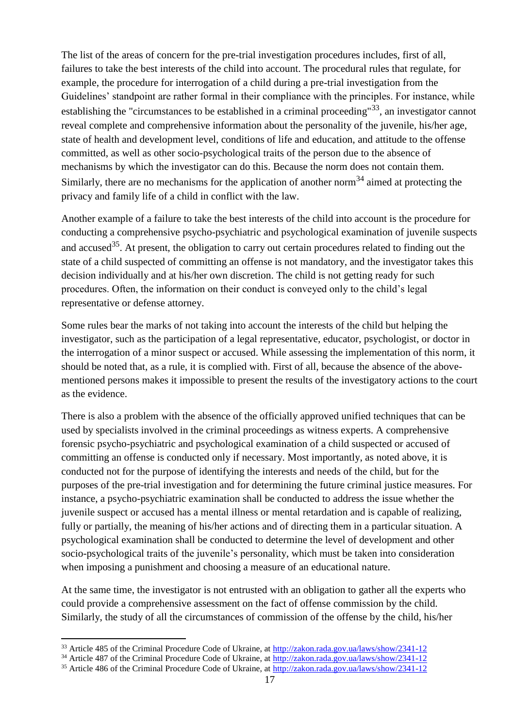The list of the areas of concern for the pre-trial investigation procedures includes, first of all, failures to take the best interests of the child into account. The procedural rules that regulate, for example, the procedure for interrogation of a child during a pre-trial investigation from the Guidelines' standpoint are rather formal in their compliance with the principles. For instance, while establishing the "circumstances to be established in a criminal proceeding"[33], an investigator cannot reveal complete and comprehensive information about the personality of the juvenile, his/her age, state of health and development level, conditions of life and education, and attitude to the offense committed, as well as other socio-psychological traits of the person due to the absence of mechanisms by which the investigator can do this. Because the norm does not contain them. Similarly, there are no mechanisms for the application of another norm[34] aimed at protecting the privacy and family life of a child in conflict with the law.

Another example of a failure to take the best interests of the child into account is the procedure for conducting a comprehensive psycho-psychiatric and psychological examination of juvenile suspects and accused[35]. At present, the obligation to carry out certain procedures related to finding out the state of a child suspected of committing an offense is not mandatory, and the investigator takes this decision individually and at his/her own discretion. The child is not getting ready for such procedures. Often, the information on their conduct is conveyed only to the child's legal representative or defense attorney.

Some rules bear the marks of not taking into account the interests of the child but helping the investigator, such as the participation of a legal representative, educator, psychologist, or doctor in the interrogation of a minor suspect or accused. While assessing the implementation of this norm, it should be noted that, as a rule, it is complied with. First of all, because the absence of the above-mentioned persons makes it impossible to present the results of the investigatory actions to the court as the evidence.

There is also a problem with the absence of the officially approved unified techniques that can be used by specialists involved in the criminal proceedings as witness experts. A comprehensive forensic psycho-psychiatric and psychological examination of a child suspected or accused of committing an offense is conducted only if necessary. Most importantly, as noted above, it is conducted not for the purpose of identifying the interests and needs of the child, but for the purposes of the pre-trial investigation and for determining the future criminal justice measures. For instance, a psycho-psychiatric examination shall be conducted to address the issue whether the juvenile suspect or accused has a mental illness or mental retardation and is capable of realizing, fully or partially, the meaning of his/her actions and of directing them in a particular situation. A psychological examination shall be conducted to determine the level of development and other socio-psychological traits of the juvenile's personality, which must be taken into consideration when imposing a punishment and choosing a measure of an educational nature.

At the same time, the investigator is not entrusted with an obligation to gather all the experts who could provide a comprehensive assessment on the fact of offense commission by the child. Similarly, the study of all the circumstances of commission of the offense by the child, his/her

---

[33] Article 485 of the Criminal Procedure Code of Ukraine, at http://zakon.rada.gov.ua/laws/show/2341-12

[34] Article 487 of the Criminal Procedure Code of Ukraine, at http://zakon.rada.gov.ua/laws/show/2341-12

[35] Article 486 of the Criminal Procedure Code of Ukraine, at http://zakon.rada.gov.ua/laws/show/2341-12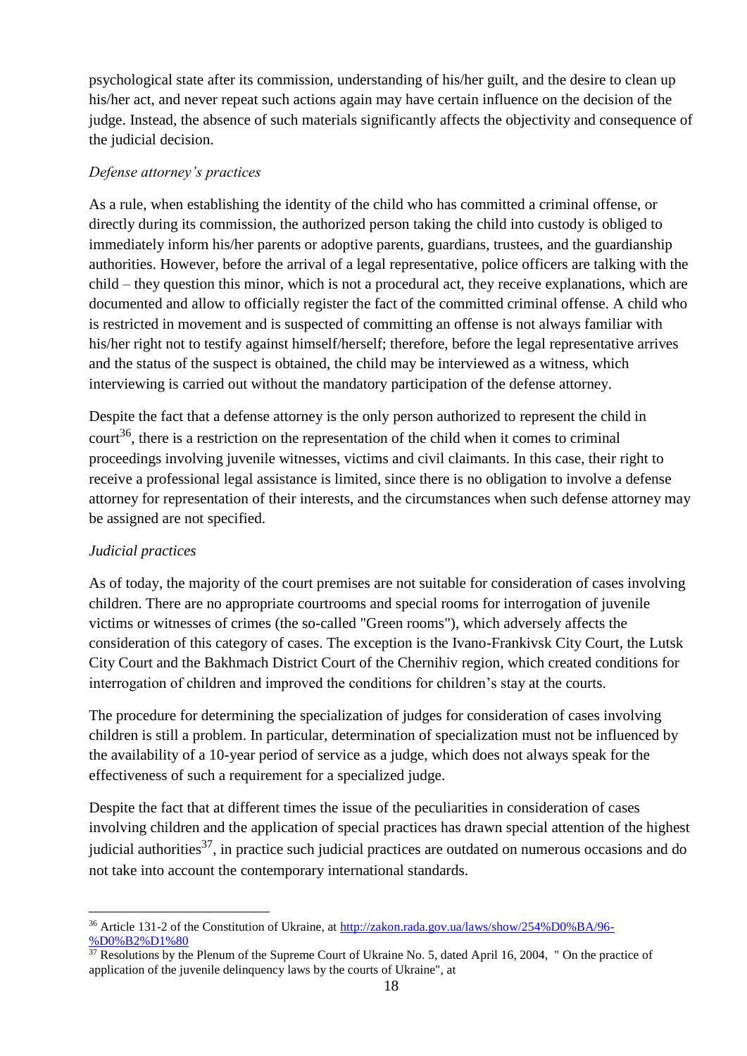psychological state after its commission, understanding of his/her guilt, and the desire to clean up his/her act, and never repeat such actions again may have certain influence on the decision of the judge. Instead, the absence of such materials significantly affects the objectivity and consequence of the judicial decision.

*Defense attorney's practices*

As a rule, when establishing the identity of the child who has committed a criminal offense, or directly during its commission, the authorized person taking the child into custody is obliged to immediately inform his/her parents or adoptive parents, guardians, trustees, and the guardianship authorities. However, before the arrival of a legal representative, police officers are talking with the child – they question this minor, which is not a procedural act, they receive explanations, which are documented and allow to officially register the fact of the committed criminal offense. A child who is restricted in movement and is suspected of committing an offense is not always familiar with his/her right not to testify against himself/herself; therefore, before the legal representative arrives and the status of the suspect is obtained, the child may be interviewed as a witness, which interviewing is carried out without the mandatory participation of the defense attorney.

Despite the fact that a defense attorney is the only person authorized to represent the child in court[36], there is a restriction on the representation of the child when it comes to criminal proceedings involving juvenile witnesses, victims and civil claimants. In this case, their right to receive a professional legal assistance is limited, since there is no obligation to involve a defense attorney for representation of their interests, and the circumstances when such defense attorney may be assigned are not specified.

*Judicial practices*

As of today, the majority of the court premises are not suitable for consideration of cases involving children. There are no appropriate courtrooms and special rooms for interrogation of juvenile victims or witnesses of crimes (the so-called "Green rooms"), which adversely affects the consideration of this category of cases. The exception is the Ivano-Frankivsk City Court, the Lutsk City Court and the Bakhmach District Court of the Chernihiv region, which created conditions for interrogation of children and improved the conditions for children's stay at the courts.

The procedure for determining the specialization of judges for consideration of cases involving children is still a problem. In particular, determination of specialization must not be influenced by the availability of a 10-year period of service as a judge, which does not always speak for the effectiveness of such a requirement for a specialized judge.

Despite the fact that at different times the issue of the peculiarities in consideration of cases involving children and the application of special practices has drawn special attention of the highest judicial authorities[37], in practice such judicial practices are outdated on numerous occasions and do not take into account the contemporary international standards.

---

[36] Article 131-2 of the Constitution of Ukraine, at http://zakon.rada.gov.ua/laws/show/254%D0%BA/96-%D0%B2%D1%80

[37] Resolutions by the Plenum of the Supreme Court of Ukraine No. 5, dated April 16, 2004, " On the practice of application of the juvenile delinquency laws by the courts of Ukraine", at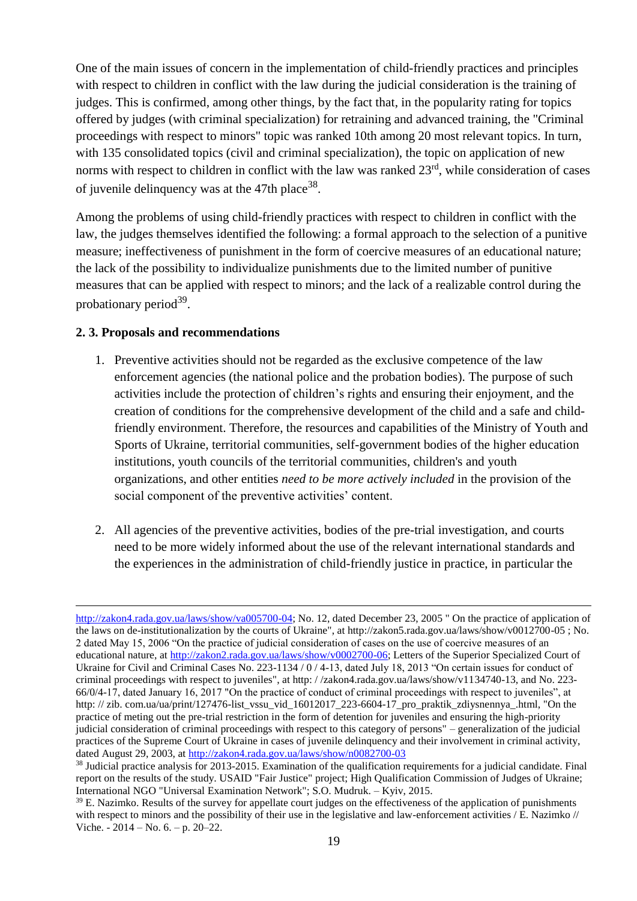One of the main issues of concern in the implementation of child-friendly practices and principles with respect to children in conflict with the law during the judicial consideration is the training of judges. This is confirmed, among other things, by the fact that, in the popularity rating for topics offered by judges (with criminal specialization) for retraining and advanced training, the "Criminal proceedings with respect to minors" topic was ranked 10th among 20 most relevant topics. In turn, with 135 consolidated topics (civil and criminal specialization), the topic on application of new norms with respect to children in conflict with the law was ranked 23rd, while consideration of cases of juvenile delinquency was at the 47th place[38].

Among the problems of using child-friendly practices with respect to children in conflict with the law, the judges themselves identified the following: a formal approach to the selection of a punitive measure; ineffectiveness of punishment in the form of coercive measures of an educational nature; the lack of the possibility to individualize punishments due to the limited number of punitive measures that can be applied with respect to minors; and the lack of a realizable control during the probationary period[39].

### 2. 3. Proposals and recommendations

1. Preventive activities should not be regarded as the exclusive competence of the law enforcement agencies (the national police and the probation bodies). The purpose of such activities include the protection of children's rights and ensuring their enjoyment, and the creation of conditions for the comprehensive development of the child and a safe and child-friendly environment. Therefore, the resources and capabilities of the Ministry of Youth and Sports of Ukraine, territorial communities, self-government bodies of the higher education institutions, youth councils of the territorial communities, children's and youth organizations, and other entities *need to be more actively included* in the provision of the social component of the preventive activities' content.

2. All agencies of the preventive activities, bodies of the pre-trial investigation, and courts need to be more widely informed about the use of the relevant international standards and the experiences in the administration of child-friendly justice in practice, in particular the

---

http://zakon4.rada.gov.ua/laws/show/va005700-04; No. 12, dated December 23, 2005 " On the practice of application of the laws on de-institutionalization by the courts of Ukraine", at http://zakon5.rada.gov.ua/laws/show/v0012700-05 ; No. 2 dated May 15, 2006 "On the practice of judicial consideration of cases on the use of coercive measures of an educational nature, at http://zakon2.rada.gov.ua/laws/show/v0002700-06; Letters of the Superior Specialized Court of Ukraine for Civil and Criminal Cases No. 223-1134 / 0 / 4-13, dated July 18, 2013 "On certain issues for conduct of criminal proceedings with respect to juveniles", at http: / /zakon4.rada.gov.ua/laws/show/v1134740-13, and No. 223-66/0/4-17, dated January 16, 2017 "On the practice of conduct of criminal proceedings with respect to juveniles", at http: // zib. com.ua/ua/print/127476-list_vssu_vid_16012017_223-6604-17_pro_praktik_zdiysnennya_.html, "On the practice of meting out the pre-trial restriction in the form of detention for juveniles and ensuring the high-priority judicial consideration of criminal proceedings with respect to this category of persons" – generalization of the judicial practices of the Supreme Court of Ukraine in cases of juvenile delinquency and their involvement in criminal activity, dated August 29, 2003, at http://zakon4.rada.gov.ua/laws/show/n0082700-03

[38] Judicial practice analysis for 2013-2015. Examination of the qualification requirements for a judicial candidate. Final report on the results of the study. USAID "Fair Justice" project; High Qualification Commission of Judges of Ukraine; International NGO "Universal Examination Network"; S.O. Mudruk. – Kyiv, 2015.

[39] E. Nazimko. Results of the survey for appellate court judges on the effectiveness of the application of punishments with respect to minors and the possibility of their use in the legislative and law-enforcement activities / E. Nazimko // Viche. - 2014 – No. 6. – p. 20–22.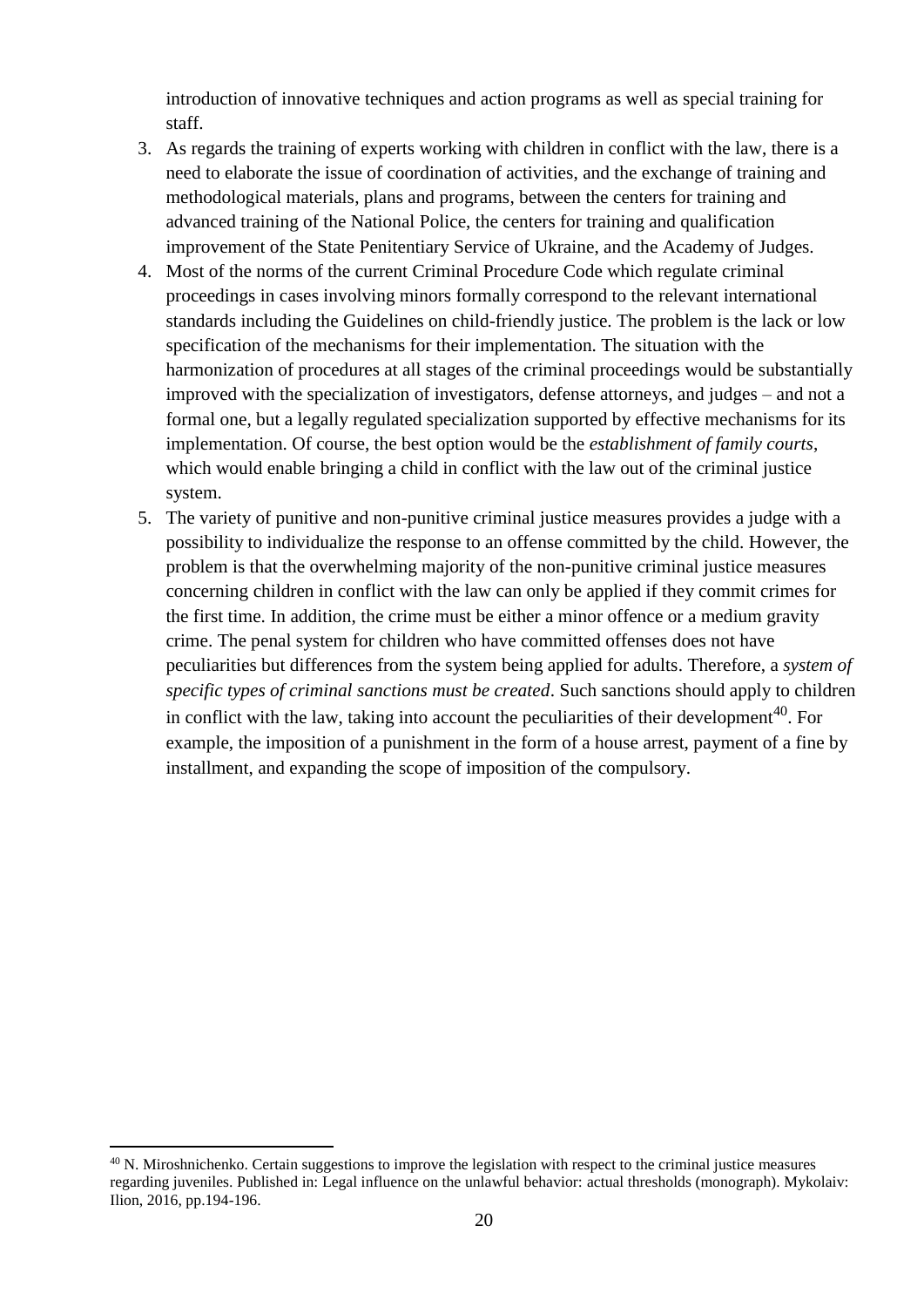introduction of innovative techniques and action programs as well as special training for staff.

3. As regards the training of experts working with children in conflict with the law, there is a need to elaborate the issue of coordination of activities, and the exchange of training and methodological materials, plans and programs, between the centers for training and advanced training of the National Police, the centers for training and qualification improvement of the State Penitentiary Service of Ukraine, and the Academy of Judges.
4. Most of the norms of the current Criminal Procedure Code which regulate criminal proceedings in cases involving minors formally correspond to the relevant international standards including the Guidelines on child-friendly justice. The problem is the lack or low specification of the mechanisms for their implementation. The situation with the harmonization of procedures at all stages of the criminal proceedings would be substantially improved with the specialization of investigators, defense attorneys, and judges – and not a formal one, but a legally regulated specialization supported by effective mechanisms for its implementation. Of course, the best option would be the *establishment of family courts*, which would enable bringing a child in conflict with the law out of the criminal justice system.
5. The variety of punitive and non-punitive criminal justice measures provides a judge with a possibility to individualize the response to an offense committed by the child. However, the problem is that the overwhelming majority of the non-punitive criminal justice measures concerning children in conflict with the law can only be applied if they commit crimes for the first time. In addition, the crime must be either a minor offence or a medium gravity crime. The penal system for children who have committed offenses does not have peculiarities but differences from the system being applied for adults. Therefore, a *system of specific types of criminal sanctions must be created*. Such sanctions should apply to children in conflict with the law, taking into account the peculiarities of their development[40]. For example, the imposition of a punishment in the form of a house arrest, payment of a fine by installment, and expanding the scope of imposition of the compulsory.

[40] N. Miroshnichenko. Certain suggestions to improve the legislation with respect to the criminal justice measures regarding juveniles. Published in: Legal influence on the unlawful behavior: actual thresholds (monograph). Mykolaiv: Ilion, 2016, pp.194-196.